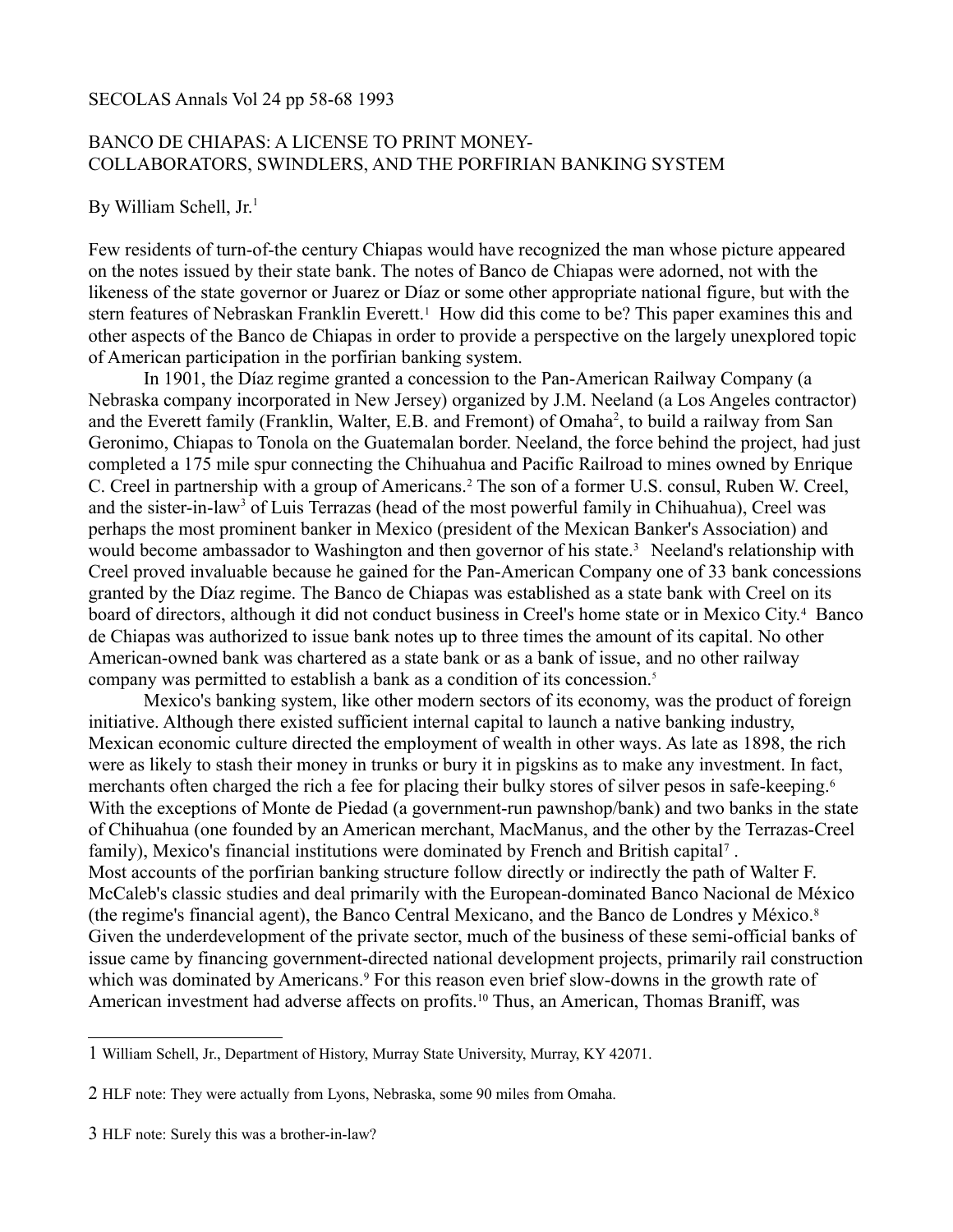SECOLAS Annals Vol 24 pp 58-68 1993

# BANCO DE CHIAPAS: A LICENSE TO PRINT MONEY- COLLABORATORS, SWINDLERS, AND THE PORFIRIAN BANKING SYSTEM

By William Schell, Jr.[1]

Few residents of turn-of-the century Chiapas would have recognized the man whose picture appeared on the notes issued by their state bank. The notes of Banco de Chiapas were adorned, not with the likeness of the state governor or Juarez or Díaz or some other appropriate national figure, but with the stern features of Nebraskan Franklin Everett.[1] How did this come to be? This paper examines this and other aspects of the Banco de Chiapas in order to provide a perspective on the largely unexplored topic of American participation in the porfirian banking system.

In 1901, the Díaz regime granted a concession to the Pan-American Railway Company (a Nebraska company incorporated in New Jersey) organized by J.M. Neeland (a Los Angeles contractor) and the Everett family (Franklin, Walter, E.B. and Fremont) of Omaha[2], to build a railway from San Geronimo, Chiapas to Tonola on the Guatemalan border. Neeland, the force behind the project, had just completed a 175 mile spur connecting the Chihuahua and Pacific Railroad to mines owned by Enrique C. Creel in partnership with a group of Americans.[2] The son of a former U.S. consul, Ruben W. Creel, and the sister-in-law[3] of Luis Terrazas (head of the most powerful family in Chihuahua), Creel was perhaps the most prominent banker in Mexico (president of the Mexican Banker's Association) and would become ambassador to Washington and then governor of his state.[3] Neeland's relationship with Creel proved invaluable because he gained for the Pan-American Company one of 33 bank concessions granted by the Díaz regime. The Banco de Chiapas was established as a state bank with Creel on its board of directors, although it did not conduct business in Creel's home state or in Mexico City.[4] Banco de Chiapas was authorized to issue bank notes up to three times the amount of its capital. No other American-owned bank was chartered as a state bank or as a bank of issue, and no other railway company was permitted to establish a bank as a condition of its concession.[5]

Mexico's banking system, like other modern sectors of its economy, was the product of foreign initiative. Although there existed sufficient internal capital to launch a native banking industry, Mexican economic culture directed the employment of wealth in other ways. As late as 1898, the rich were as likely to stash their money in trunks or bury it in pigskins as to make any investment. In fact, merchants often charged the rich a fee for placing their bulky stores of silver pesos in safe-keeping.[6] With the exceptions of Monte de Piedad (a government-run pawnshop/bank) and two banks in the state of Chihuahua (one founded by an American merchant, MacManus, and the other by the Terrazas-Creel family), Mexico's financial institutions were dominated by French and British capital[7] .

Most accounts of the porfirian banking structure follow directly or indirectly the path of Walter F. McCaleb's classic studies and deal primarily with the European-dominated Banco Nacional de México (the regime's financial agent), the Banco Central Mexicano, and the Banco de Londres y México.[8] Given the underdevelopment of the private sector, much of the business of these semi-official banks of issue came by financing government-directed national development projects, primarily rail construction which was dominated by Americans.[9] For this reason even brief slow-downs in the growth rate of American investment had adverse affects on profits.[10] Thus, an American, Thomas Braniff, was

---

1 William Schell, Jr., Department of History, Murray State University, Murray, KY 42071.

2 HLF note: They were actually from Lyons, Nebraska, some 90 miles from Omaha.

3 HLF note: Surely this was a brother-in-law?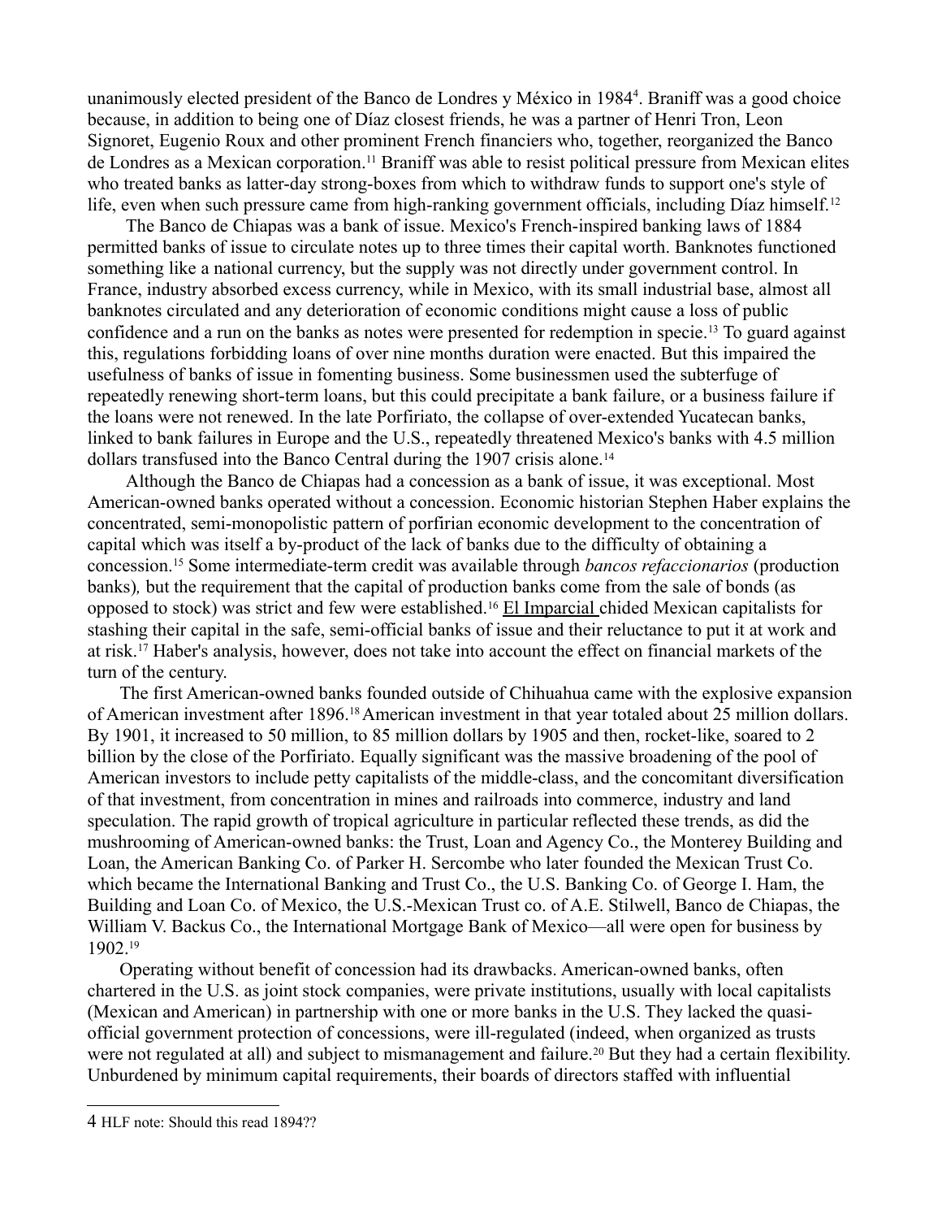unanimously elected president of the Banco de Londres y México in 1984[4]. Braniff was a good choice because, in addition to being one of Díaz closest friends, he was a partner of Henri Tron, Leon Signoret, Eugenio Roux and other prominent French financiers who, together, reorganized the Banco de Londres as a Mexican corporation.[11] Braniff was able to resist political pressure from Mexican elites who treated banks as latter-day strong-boxes from which to withdraw funds to support one's style of life, even when such pressure came from high-ranking government officials, including Díaz himself.[12]

The Banco de Chiapas was a bank of issue. Mexico's French-inspired banking laws of 1884 permitted banks of issue to circulate notes up to three times their capital worth. Banknotes functioned something like a national currency, but the supply was not directly under government control. In France, industry absorbed excess currency, while in Mexico, with its small industrial base, almost all banknotes circulated and any deterioration of economic conditions might cause a loss of public confidence and a run on the banks as notes were presented for redemption in specie.[13] To guard against this, regulations forbidding loans of over nine months duration were enacted. But this impaired the usefulness of banks of issue in fomenting business. Some businessmen used the subterfuge of repeatedly renewing short-term loans, but this could precipitate a bank failure, or a business failure if the loans were not renewed. In the late Porfiriato, the collapse of over-extended Yucatecan banks, linked to bank failures in Europe and the U.S., repeatedly threatened Mexico's banks with 4.5 million dollars transfused into the Banco Central during the 1907 crisis alone.[14]

Although the Banco de Chiapas had a concession as a bank of issue, it was exceptional. Most American-owned banks operated without a concession. Economic historian Stephen Haber explains the concentrated, semi-monopolistic pattern of porfirian economic development to the concentration of capital which was itself a by-product of the lack of banks due to the difficulty of obtaining a concession.[15] Some intermediate-term credit was available through *bancos refaccionarios* (production banks), but the requirement that the capital of production banks come from the sale of bonds (as opposed to stock) was strict and few were established.[16] El Imparcial chided Mexican capitalists for stashing their capital in the safe, semi-official banks of issue and their reluctance to put it at work and at risk.[17] Haber's analysis, however, does not take into account the effect on financial markets of the turn of the century.

The first American-owned banks founded outside of Chihuahua came with the explosive expansion of American investment after 1896.[18] American investment in that year totaled about 25 million dollars. By 1901, it increased to 50 million, to 85 million dollars by 1905 and then, rocket-like, soared to 2 billion by the close of the Porfiriato. Equally significant was the massive broadening of the pool of American investors to include petty capitalists of the middle-class, and the concomitant diversification of that investment, from concentration in mines and railroads into commerce, industry and land speculation. The rapid growth of tropical agriculture in particular reflected these trends, as did the mushrooming of American-owned banks: the Trust, Loan and Agency Co., the Monterey Building and Loan, the American Banking Co. of Parker H. Sercombe who later founded the Mexican Trust Co. which became the International Banking and Trust Co., the U.S. Banking Co. of George I. Ham, the Building and Loan Co. of Mexico, the U.S.-Mexican Trust co. of A.E. Stilwell, Banco de Chiapas, the William V. Backus Co., the International Mortgage Bank of Mexico—all were open for business by 1902.[19]

Operating without benefit of concession had its drawbacks. American-owned banks, often chartered in the U.S. as joint stock companies, were private institutions, usually with local capitalists (Mexican and American) in partnership with one or more banks in the U.S. They lacked the quasi-official government protection of concessions, were ill-regulated (indeed, when organized as trusts were not regulated at all) and subject to mismanagement and failure.[20] But they had a certain flexibility. Unburdened by minimum capital requirements, their boards of directors staffed with influential

---

4 HLF note: Should this read 1894??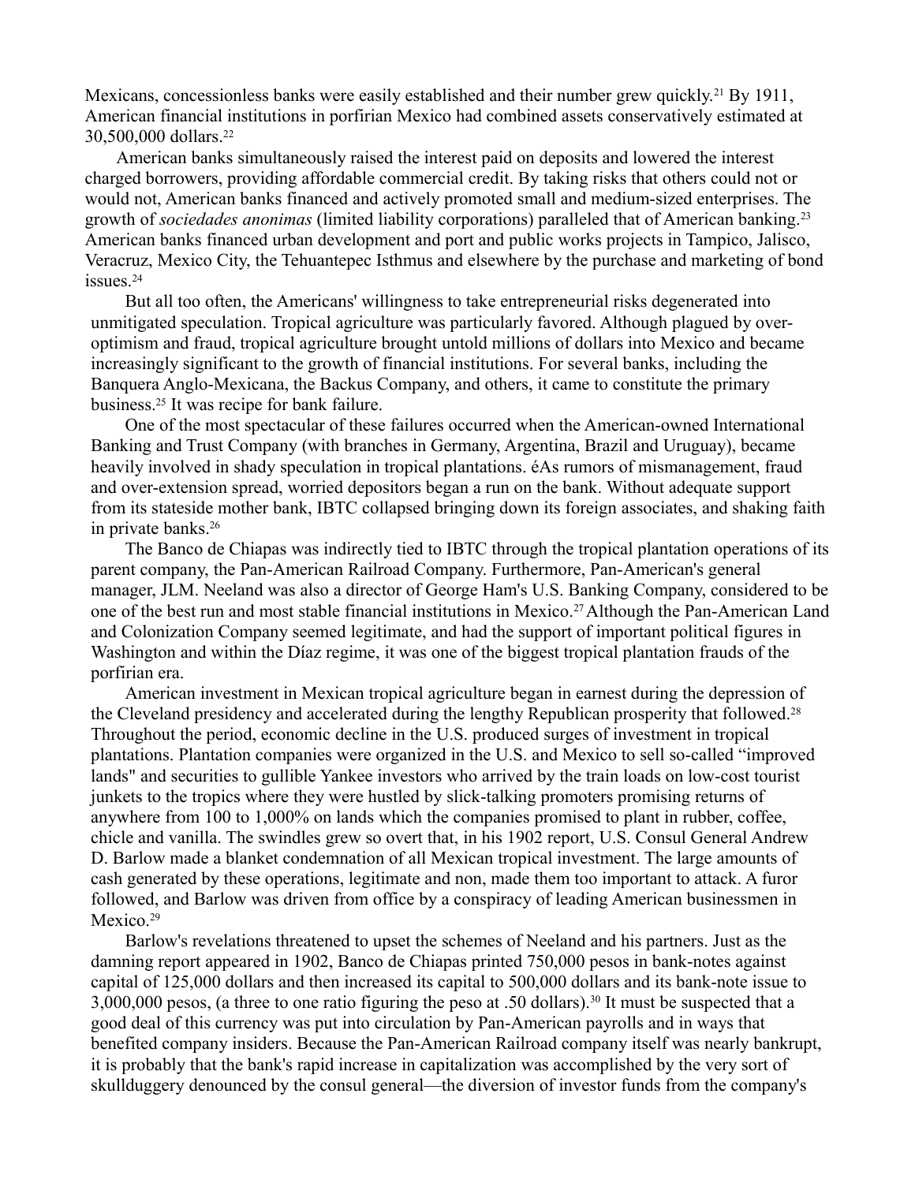Mexicans, concessionless banks were easily established and their number grew quickly.[21] By 1911, American financial institutions in porfirian Mexico had combined assets conservatively estimated at 30,500,000 dollars.[22]

American banks simultaneously raised the interest paid on deposits and lowered the interest charged borrowers, providing affordable commercial credit. By taking risks that others could not or would not, American banks financed and actively promoted small and medium-sized enterprises. The growth of *sociedades anonimas* (limited liability corporations) paralleled that of American banking.[23] American banks financed urban development and port and public works projects in Tampico, Jalisco, Veracruz, Mexico City, the Tehuantepec Isthmus and elsewhere by the purchase and marketing of bond issues.[24]

But all too often, the Americans' willingness to take entrepreneurial risks degenerated into unmitigated speculation. Tropical agriculture was particularly favored. Although plagued by over-optimism and fraud, tropical agriculture brought untold millions of dollars into Mexico and became increasingly significant to the growth of financial institutions. For several banks, including the Banquera Anglo-Mexicana, the Backus Company, and others, it came to constitute the primary business.[25] It was recipe for bank failure.

One of the most spectacular of these failures occurred when the American-owned International Banking and Trust Company (with branches in Germany, Argentina, Brazil and Uruguay), became heavily involved in shady speculation in tropical plantations. éAs rumors of mismanagement, fraud and over-extension spread, worried depositors began a run on the bank. Without adequate support from its stateside mother bank, IBTC collapsed bringing down its foreign associates, and shaking faith in private banks.[26]

The Banco de Chiapas was indirectly tied to IBTC through the tropical plantation operations of its parent company, the Pan-American Railroad Company. Furthermore, Pan-American's general manager, JLM. Neeland was also a director of George Ham's U.S. Banking Company, considered to be one of the best run and most stable financial institutions in Mexico.[27] Although the Pan-American Land and Colonization Company seemed legitimate, and had the support of important political figures in Washington and within the Díaz regime, it was one of the biggest tropical plantation frauds of the porfirian era.

American investment in Mexican tropical agriculture began in earnest during the depression of the Cleveland presidency and accelerated during the lengthy Republican prosperity that followed.[28] Throughout the period, economic decline in the U.S. produced surges of investment in tropical plantations. Plantation companies were organized in the U.S. and Mexico to sell so-called "improved lands" and securities to gullible Yankee investors who arrived by the train loads on low-cost tourist junkets to the tropics where they were hustled by slick-talking promoters promising returns of anywhere from 100 to 1,000% on lands which the companies promised to plant in rubber, coffee, chicle and vanilla. The swindles grew so overt that, in his 1902 report, U.S. Consul General Andrew D. Barlow made a blanket condemnation of all Mexican tropical investment. The large amounts of cash generated by these operations, legitimate and non, made them too important to attack. A furor followed, and Barlow was driven from office by a conspiracy of leading American businessmen in Mexico.[29]

Barlow's revelations threatened to upset the schemes of Neeland and his partners. Just as the damning report appeared in 1902, Banco de Chiapas printed 750,000 pesos in bank-notes against capital of 125,000 dollars and then increased its capital to 500,000 dollars and its bank-note issue to 3,000,000 pesos, (a three to one ratio figuring the peso at .50 dollars).[30] It must be suspected that a good deal of this currency was put into circulation by Pan-American payrolls and in ways that benefited company insiders. Because the Pan-American Railroad company itself was nearly bankrupt, it is probably that the bank's rapid increase in capitalization was accomplished by the very sort of skullduggery denounced by the consul general—the diversion of investor funds from the company's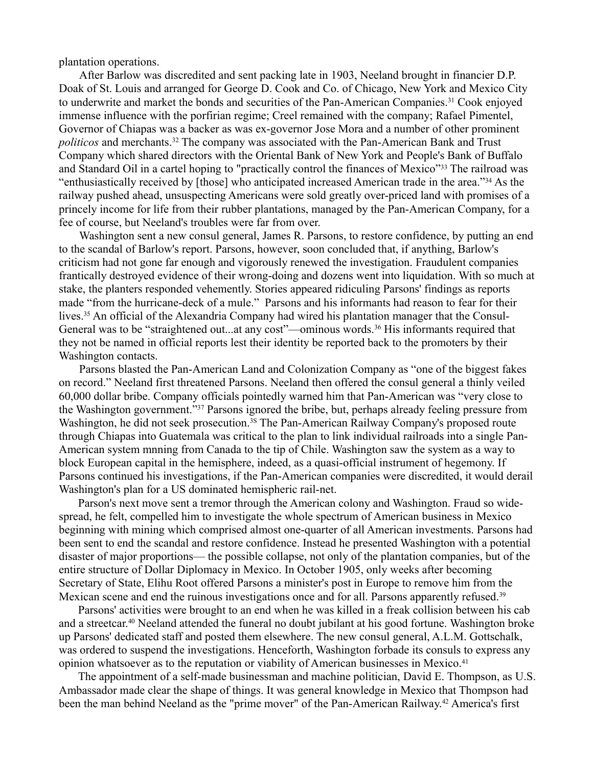plantation operations.

After Barlow was discredited and sent packing late in 1903, Neeland brought in financier D.P. Doak of St. Louis and arranged for George D. Cook and Co. of Chicago, New York and Mexico City to underwrite and market the bonds and securities of the Pan-American Companies.[31] Cook enjoyed immense influence with the porfirian regime; Creel remained with the company; Rafael Pimentel, Governor of Chiapas was a backer as was ex-governor Jose Mora and a number of other prominent *politicos* and merchants.[32] The company was associated with the Pan-American Bank and Trust Company which shared directors with the Oriental Bank of New York and People's Bank of Buffalo and Standard Oil in a cartel hoping to "practically control the finances of Mexico"[33] The railroad was "enthusiastically received by [those] who anticipated increased American trade in the area."[34] As the railway pushed ahead, unsuspecting Americans were sold greatly over-priced land with promises of a princely income for life from their rubber plantations, managed by the Pan-American Company, for a fee of course, but Neeland's troubles were far from over.

Washington sent a new consul general, James R. Parsons, to restore confidence, by putting an end to the scandal of Barlow's report. Parsons, however, soon concluded that, if anything, Barlow's criticism had not gone far enough and vigorously renewed the investigation. Fraudulent companies frantically destroyed evidence of their wrong-doing and dozens went into liquidation. With so much at stake, the planters responded vehemently. Stories appeared ridiculing Parsons' findings as reports made "from the hurricane-deck of a mule." Parsons and his informants had reason to fear for their lives.[35] An official of the Alexandria Company had wired his plantation manager that the Consul-General was to be "straightened out...at any cost"—ominous words.[36] His informants required that they not be named in official reports lest their identity be reported back to the promoters by their Washington contacts.

Parsons blasted the Pan-American Land and Colonization Company as "one of the biggest fakes on record." Neeland first threatened Parsons. Neeland then offered the consul general a thinly veiled 60,000 dollar bribe. Company officials pointedly warned him that Pan-American was "very close to the Washington government."[37] Parsons ignored the bribe, but, perhaps already feeling pressure from Washington, he did not seek prosecution.[38] The Pan-American Railway Company's proposed route through Chiapas into Guatemala was critical to the plan to link individual railroads into a single Pan-American system mnning from Canada to the tip of Chile. Washington saw the system as a way to block European capital in the hemisphere, indeed, as a quasi-official instrument of hegemony. If Parsons continued his investigations, if the Pan-American companies were discredited, it would derail Washington's plan for a US dominated hemispheric rail-net.

Parson's next move sent a tremor through the American colony and Washington. Fraud so wide-spread, he felt, compelled him to investigate the whole spectrum of American business in Mexico beginning with mining which comprised almost one-quarter of all American investments. Parsons had been sent to end the scandal and restore confidence. Instead he presented Washington with a potential disaster of major proportions— the possible collapse, not only of the plantation companies, but of the entire structure of Dollar Diplomacy in Mexico. In October 1905, only weeks after becoming Secretary of State, Elihu Root offered Parsons a minister's post in Europe to remove him from the Mexican scene and end the ruinous investigations once and for all. Parsons apparently refused.[39]

Parsons' activities were brought to an end when he was killed in a freak collision between his cab and a streetcar.[40] Neeland attended the funeral no doubt jubilant at his good fortune. Washington broke up Parsons' dedicated staff and posted them elsewhere. The new consul general, A.L.M. Gottschalk, was ordered to suspend the investigations. Henceforth, Washington forbade its consuls to express any opinion whatsoever as to the reputation or viability of American businesses in Mexico.[41]

The appointment of a self-made businessman and machine politician, David E. Thompson, as U.S. Ambassador made clear the shape of things. It was general knowledge in Mexico that Thompson had been the man behind Neeland as the "prime mover" of the Pan-American Railway.[42] America's first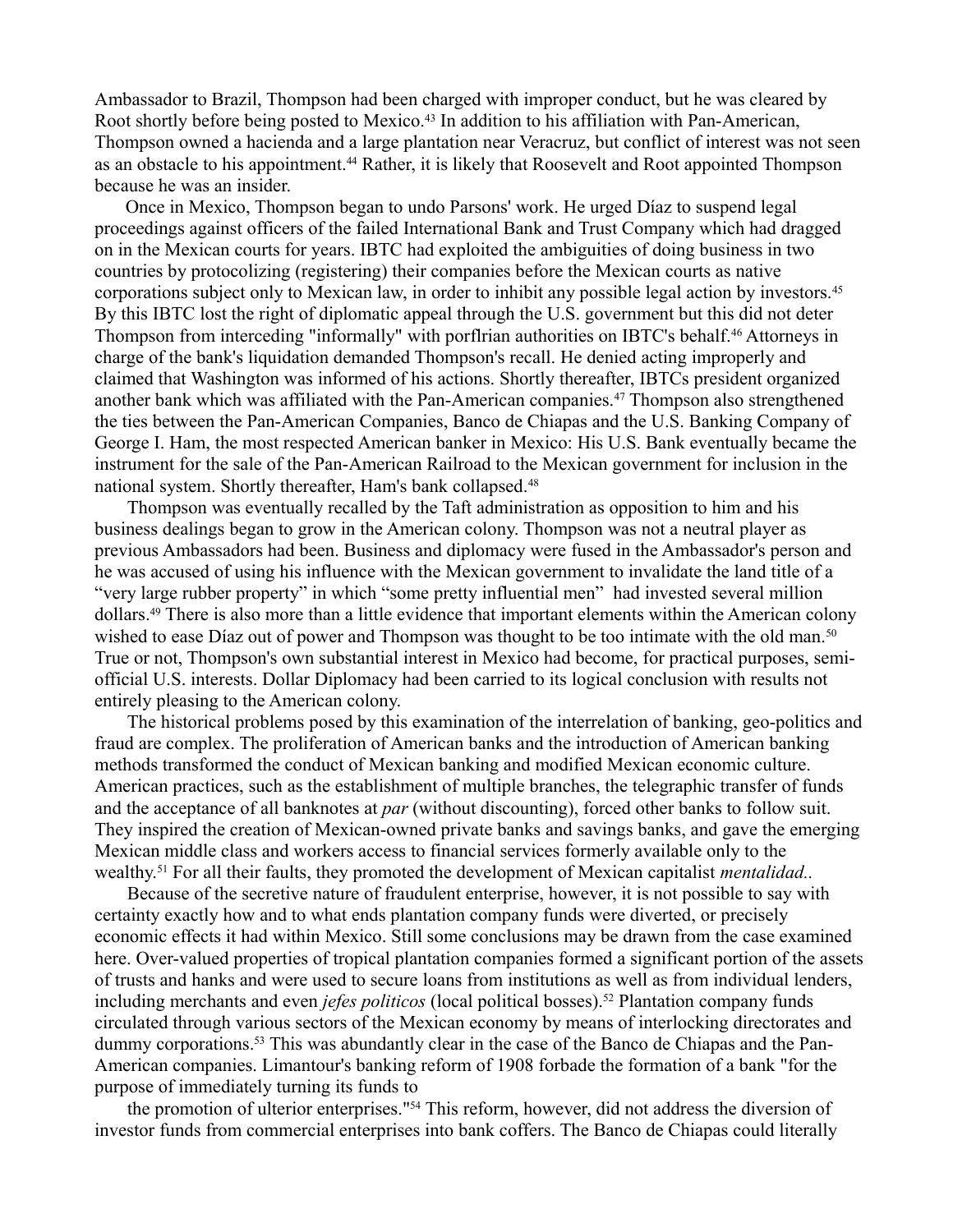Ambassador to Brazil, Thompson had been charged with improper conduct, but he was cleared by Root shortly before being posted to Mexico.[43] In addition to his affiliation with Pan-American, Thompson owned a hacienda and a large plantation near Veracruz, but conflict of interest was not seen as an obstacle to his appointment.[44] Rather, it is likely that Roosevelt and Root appointed Thompson because he was an insider.

Once in Mexico, Thompson began to undo Parsons' work. He urged Díaz to suspend legal proceedings against officers of the failed International Bank and Trust Company which had dragged on in the Mexican courts for years. IBTC had exploited the ambiguities of doing business in two countries by protocolizing (registering) their companies before the Mexican courts as native corporations subject only to Mexican law, in order to inhibit any possible legal action by investors.[45] By this IBTC lost the right of diplomatic appeal through the U.S. government but this did not deter Thompson from interceding "informally" with porflrian authorities on IBTC's behalf.[46] Attorneys in charge of the bank's liquidation demanded Thompson's recall. He denied acting improperly and claimed that Washington was informed of his actions. Shortly thereafter, IBTCs president organized another bank which was affiliated with the Pan-American companies.[47] Thompson also strengthened the ties between the Pan-American Companies, Banco de Chiapas and the U.S. Banking Company of George I. Ham, the most respected American banker in Mexico: His U.S. Bank eventually became the instrument for the sale of the Pan-American Railroad to the Mexican government for inclusion in the national system. Shortly thereafter, Ham's bank collapsed.[48]

Thompson was eventually recalled by the Taft administration as opposition to him and his business dealings began to grow in the American colony. Thompson was not a neutral player as previous Ambassadors had been. Business and diplomacy were fused in the Ambassador's person and he was accused of using his influence with the Mexican government to invalidate the land title of a "very large rubber property" in which "some pretty influential men" had invested several million dollars.[49] There is also more than a little evidence that important elements within the American colony wished to ease Díaz out of power and Thompson was thought to be too intimate with the old man.[50] True or not, Thompson's own substantial interest in Mexico had become, for practical purposes, semi-official U.S. interests. Dollar Diplomacy had been carried to its logical conclusion with results not entirely pleasing to the American colony.

The historical problems posed by this examination of the interrelation of banking, geo-politics and fraud are complex. The proliferation of American banks and the introduction of American banking methods transformed the conduct of Mexican banking and modified Mexican economic culture. American practices, such as the establishment of multiple branches, the telegraphic transfer of funds and the acceptance of all banknotes at *par* (without discounting), forced other banks to follow suit. They inspired the creation of Mexican-owned private banks and savings banks, and gave the emerging Mexican middle class and workers access to financial services formerly available only to the wealthy.[51] For all their faults, they promoted the development of Mexican capitalist *mentalidad.*.

Because of the secretive nature of fraudulent enterprise, however, it is not possible to say with certainty exactly how and to what ends plantation company funds were diverted, or precisely economic effects it had within Mexico. Still some conclusions may be drawn from the case examined here. Over-valued properties of tropical plantation companies formed a significant portion of the assets of trusts and hanks and were used to secure loans from institutions as well as from individual lenders, including merchants and even *jefes politicos* (local political bosses).[52] Plantation company funds circulated through various sectors of the Mexican economy by means of interlocking directorates and dummy corporations.[53] This was abundantly clear in the case of the Banco de Chiapas and the Pan-American companies. Limantour's banking reform of 1908 forbade the formation of a bank "for the purpose of immediately turning its funds to

the promotion of ulterior enterprises."[54] This reform, however, did not address the diversion of investor funds from commercial enterprises into bank coffers. The Banco de Chiapas could literally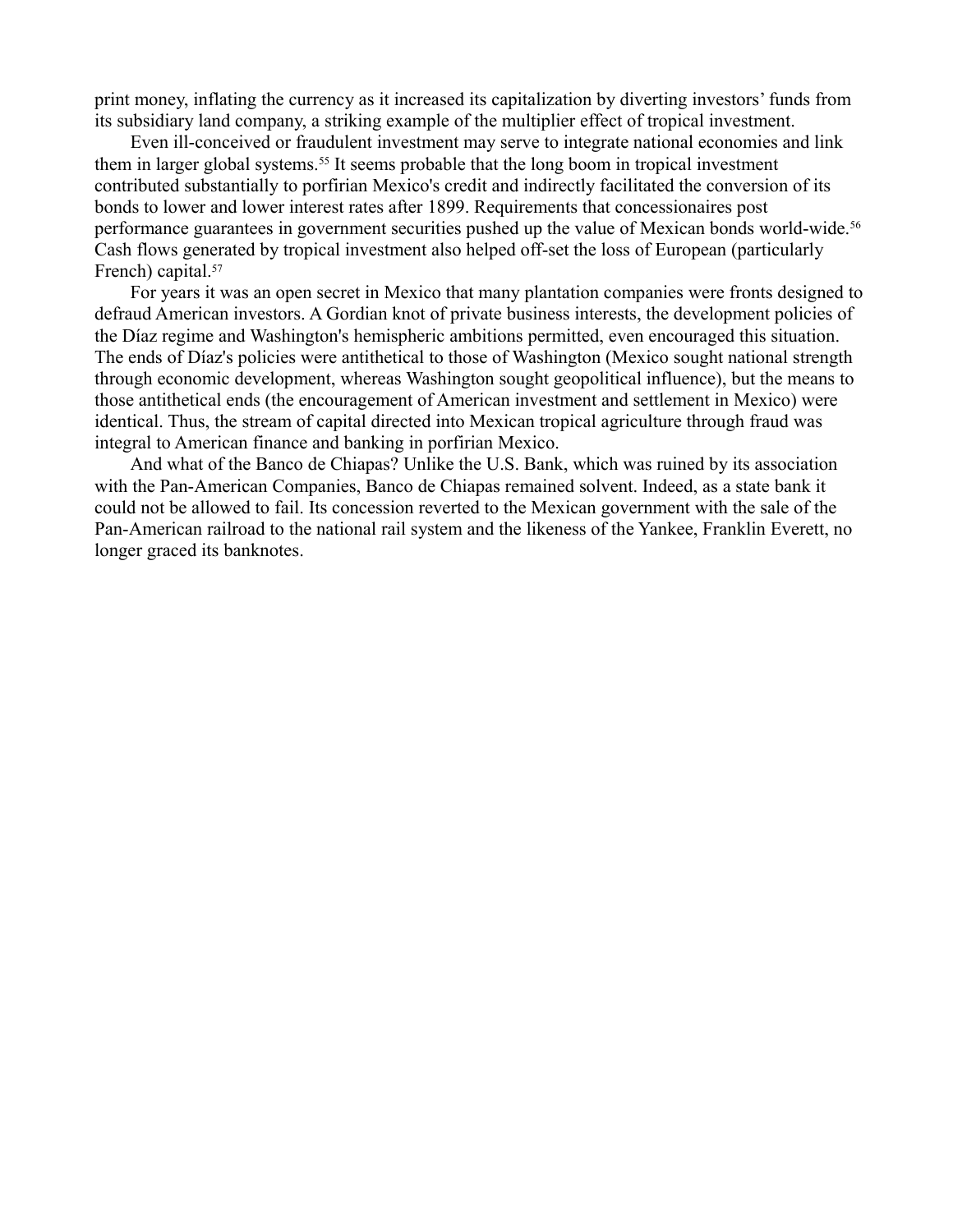print money, inflating the currency as it increased its capitalization by diverting investors' funds from its subsidiary land company, a striking example of the multiplier effect of tropical investment.

Even ill-conceived or fraudulent investment may serve to integrate national economies and link them in larger global systems.[55] It seems probable that the long boom in tropical investment contributed substantially to porfirian Mexico's credit and indirectly facilitated the conversion of its bonds to lower and lower interest rates after 1899. Requirements that concessionaires post performance guarantees in government securities pushed up the value of Mexican bonds world-wide.[56] Cash flows generated by tropical investment also helped off-set the loss of European (particularly French) capital.[57]

For years it was an open secret in Mexico that many plantation companies were fronts designed to defraud American investors. A Gordian knot of private business interests, the development policies of the Díaz regime and Washington's hemispheric ambitions permitted, even encouraged this situation. The ends of Díaz's policies were antithetical to those of Washington (Mexico sought national strength through economic development, whereas Washington sought geopolitical influence), but the means to those antithetical ends (the encouragement of American investment and settlement in Mexico) were identical. Thus, the stream of capital directed into Mexican tropical agriculture through fraud was integral to American finance and banking in porfirian Mexico.

And what of the Banco de Chiapas? Unlike the U.S. Bank, which was ruined by its association with the Pan-American Companies, Banco de Chiapas remained solvent. Indeed, as a state bank it could not be allowed to fail. Its concession reverted to the Mexican government with the sale of the Pan-American railroad to the national rail system and the likeness of the Yankee, Franklin Everett, no longer graced its banknotes.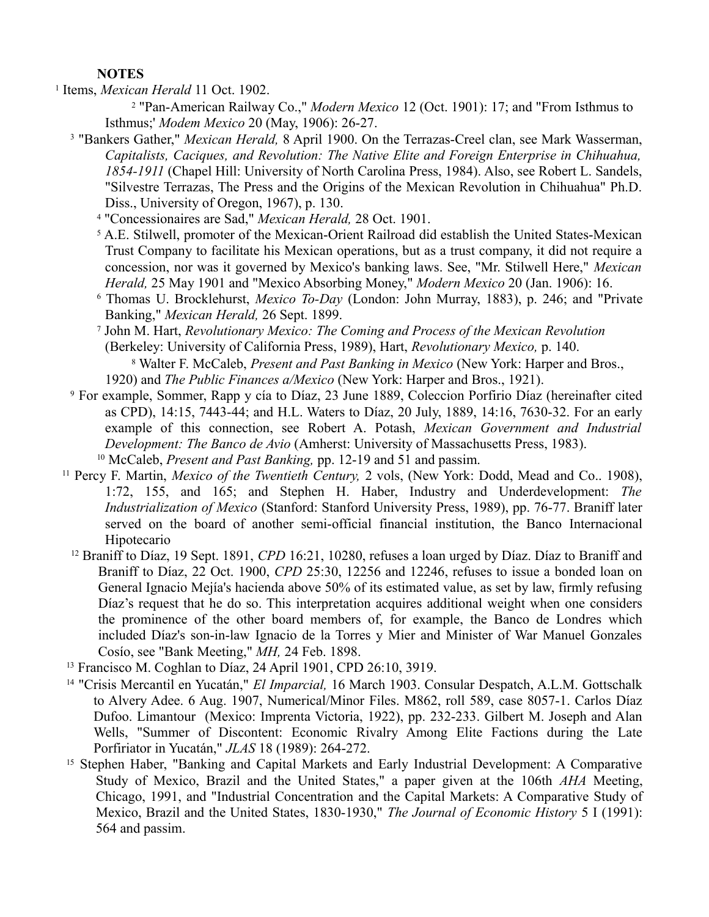**NOTES**

[1] Items, *Mexican Herald* 11 Oct. 1902.

[2] "Pan-American Railway Co.," *Modern Mexico* 12 (Oct. 1901): 17; and "From Isthmus to Isthmus;' *Modem Mexico* 20 (May, 1906): 26-27.

[3] "Bankers Gather," *Mexican Herald,* 8 April 1900. On the Terrazas-Creel clan, see Mark Wasserman, *Capitalists, Caciques, and Revolution: The Native Elite and Foreign Enterprise in Chihuahua, 1854-1911* (Chapel Hill: University of North Carolina Press, 1984). Also, see Robert L. Sandels, "Silvestre Terrazas, The Press and the Origins of the Mexican Revolution in Chihuahua" Ph.D. Diss., University of Oregon, 1967), p. 130.

[4] "Concessionaires are Sad," *Mexican Herald,* 28 Oct. 1901.

[5] A.E. Stilwell, promoter of the Mexican-Orient Railroad did establish the United States-Mexican Trust Company to facilitate his Mexican operations, but as a trust company, it did not require a concession, nor was it governed by Mexico's banking laws. See, "Mr. Stilwell Here," *Mexican Herald,* 25 May 1901 and "Mexico Absorbing Money," *Modern Mexico* 20 (Jan. 1906): 16.

[6] Thomas U. Brocklehurst, *Mexico To-Day* (London: John Murray, 1883), p. 246; and "Private Banking," *Mexican Herald,* 26 Sept. 1899.

[7] John M. Hart, *Revolutionary Mexico: The Coming and Process of the Mexican Revolution* (Berkeley: University of California Press, 1989), Hart, *Revolutionary Mexico,* p. 140.

[8] Walter F. McCaleb, *Present and Past Banking in Mexico* (New York: Harper and Bros., 1920) and *The Public Finances a/Mexico* (New York: Harper and Bros., 1921).

[9] For example, Sommer, Rapp y cía to Díaz, 23 June 1889, Coleccion Porfirio Díaz (hereinafter cited as CPD), 14:15, 7443-44; and H.L. Waters to Díaz, 20 July, 1889, 14:16, 7630-32. For an early example of this connection, see Robert A. Potash, *Mexican Government and Industrial Development: The Banco de Avio* (Amherst: University of Massachusetts Press, 1983).

[10] McCaleb, *Present and Past Banking,* pp. 12-19 and 51 and passim.

[11] Percy F. Martin, *Mexico of the Twentieth Century,* 2 vols, (New York: Dodd, Mead and Co.. 1908), 1:72, 155, and 165; and Stephen H. Haber, Industry and Underdevelopment: *The Industrialization of Mexico* (Stanford: Stanford University Press, 1989), pp. 76-77. Braniff later served on the board of another semi-official financial institution, the Banco Internacional Hipotecario

[12] Braniff to Díaz, 19 Sept. 1891, *CPD* 16:21, 10280, refuses a loan urged by Díaz. Díaz to Braniff and Braniff to Díaz, 22 Oct. 1900, *CPD* 25:30, 12256 and 12246, refuses to issue a bonded loan on General Ignacio Mejía's hacienda above 50% of its estimated value, as set by law, firmly refusing Díaz's request that he do so. This interpretation acquires additional weight when one considers the prominence of the other board members of, for example, the Banco de Londres which included Díaz's son-in-law Ignacio de la Torres y Mier and Minister of War Manuel Gonzales Cosío, see "Bank Meeting," *MH,* 24 Feb. 1898.

[13] Francisco M. Coghlan to Díaz, 24 April 1901, CPD 26:10, 3919.

[14] "Crisis Mercantil en Yucatán," *El Imparcial,* 16 March 1903. Consular Despatch, A.L.M. Gottschalk to Alvery Adee. 6 Aug. 1907, Numerical/Minor Files. M862, roll 589, case 8057-1. Carlos Díaz Dufoo. Limantour (Mexico: Imprenta Victoria, 1922), pp. 232-233. Gilbert M. Joseph and Alan Wells, "Summer of Discontent: Economic Rivalry Among Elite Factions during the Late Porfiriator in Yucatán," *JLAS* 18 (1989): 264-272.

[15] Stephen Haber, "Banking and Capital Markets and Early Industrial Development: A Comparative Study of Mexico, Brazil and the United States," a paper given at the 106th *AHA* Meeting, Chicago, 1991, and "Industrial Concentration and the Capital Markets: A Comparative Study of Mexico, Brazil and the United States, 1830-1930," *The Journal of Economic History* 5 I (1991): 564 and passim.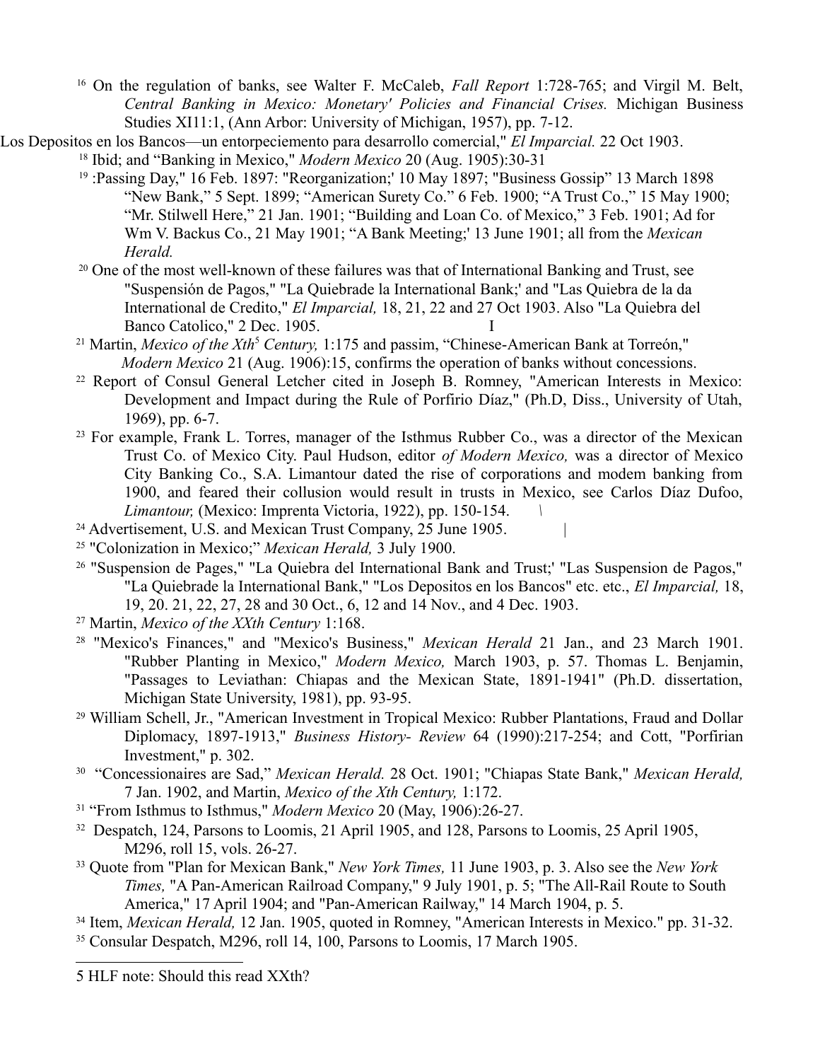[16] On the regulation of banks, see Walter F. McCaleb, *Fall Report* 1:728-765; and Virgil M. Belt, *Central Banking in Mexico: Monetary' Policies and Financial Crises.* Michigan Business Studies XI11:1, (Ann Arbor: University of Michigan, 1957), pp. 7-12.

Los Depositos en los Bancos—un entorpeciemento para desarrollo comercial," *El Imparcial.* 22 Oct 1903.

[18] Ibid; and "Banking in Mexico," *Modern Mexico* 20 (Aug. 1905):30-31

[19] :Passing Day," 16 Feb. 1897: "Reorganization;' 10 May 1897; "Business Gossip" 13 March 1898 "New Bank," 5 Sept. 1899; "American Surety Co." 6 Feb. 1900; "A Trust Co.," 15 May 1900; "Mr. Stilwell Here," 21 Jan. 1901; "Building and Loan Co. of Mexico," 3 Feb. 1901; Ad for Wm V. Backus Co., 21 May 1901; "A Bank Meeting;' 13 June 1901; all from the *Mexican Herald.*

[20] One of the most well-known of these failures was that of International Banking and Trust, see "Suspensión de Pagos," "La Quiebrade la International Bank;' and "Las Quiebra de la da International de Credito," *El Imparcial,* 18, 21, 22 and 27 Oct 1903. Also "La Quiebra del Banco Catolico," 2 Dec. 1905. I

[21] Martin, *Mexico of the Xth*[5] *Century,* 1:175 and passim, "Chinese-American Bank at Torreón," *Modern Mexico* 21 (Aug. 1906):15, confirms the operation of banks without concessions.

[22] Report of Consul General Letcher cited in Joseph B. Romney, "American Interests in Mexico: Development and Impact during the Rule of Porfirio Díaz," (Ph.D, Diss., University of Utah, 1969), pp. 6-7.

[23] For example, Frank L. Torres, manager of the Isthmus Rubber Co., was a director of the Mexican Trust Co. of Mexico City. Paul Hudson, editor *of Modern Mexico,* was a director of Mexico City Banking Co., S.A. Limantour dated the rise of corporations and modem banking from 1900, and feared their collusion would result in trusts in Mexico, see Carlos Díaz Dufoo, *Limantour,* (Mexico: Imprenta Victoria, 1922), pp. 150-154. \

[24] Advertisement, U.S. and Mexican Trust Company, 25 June 1905. |

[25] "Colonization in Mexico;" *Mexican Herald,* 3 July 1900.

[26] "Suspension de Pages," "La Quiebra del International Bank and Trust;' "Las Suspension de Pagos," "La Quiebrade la International Bank," "Los Depositos en los Bancos" etc. etc., *El Imparcial,* 18, 19, 20. 21, 22, 27, 28 and 30 Oct., 6, 12 and 14 Nov., and 4 Dec. 1903.

[27] Martin, *Mexico of the XXth Century* 1:168.

[28] "Mexico's Finances," and "Mexico's Business," *Mexican Herald* 21 Jan., and 23 March 1901. "Rubber Planting in Mexico," *Modern Mexico,* March 1903, p. 57. Thomas L. Benjamin, "Passages to Leviathan: Chiapas and the Mexican State, 1891-1941" (Ph.D. dissertation, Michigan State University, 1981), pp. 93-95.

[29] William Schell, Jr., "American Investment in Tropical Mexico: Rubber Plantations, Fraud and Dollar Diplomacy, 1897-1913," *Business History- Review* 64 (1990):217-254; and Cott, "Porfirian Investment," p. 302.

[30] "Concessionaires are Sad," *Mexican Herald.* 28 Oct. 1901; "Chiapas State Bank," *Mexican Herald,* 7 Jan. 1902, and Martin, *Mexico of the Xth Century,* 1:172.

[31] "From Isthmus to Isthmus," *Modern Mexico* 20 (May, 1906):26-27.

[32] Despatch, 124, Parsons to Loomis, 21 April 1905, and 128, Parsons to Loomis, 25 April 1905, M296, roll 15, vols. 26-27.

[33] Quote from "Plan for Mexican Bank," *New York Times,* 11 June 1903, p. 3. Also see the *New York Times,* "A Pan-American Railroad Company," 9 July 1901, p. 5; "The All-Rail Route to South America," 17 April 1904; and "Pan-American Railway," 14 March 1904, p. 5.

[34] Item, *Mexican Herald,* 12 Jan. 1905, quoted in Romney, "American Interests in Mexico." pp. 31-32.

[35] Consular Despatch, M296, roll 14, 100, Parsons to Loomis, 17 March 1905.

---

5 HLF note: Should this read XXth?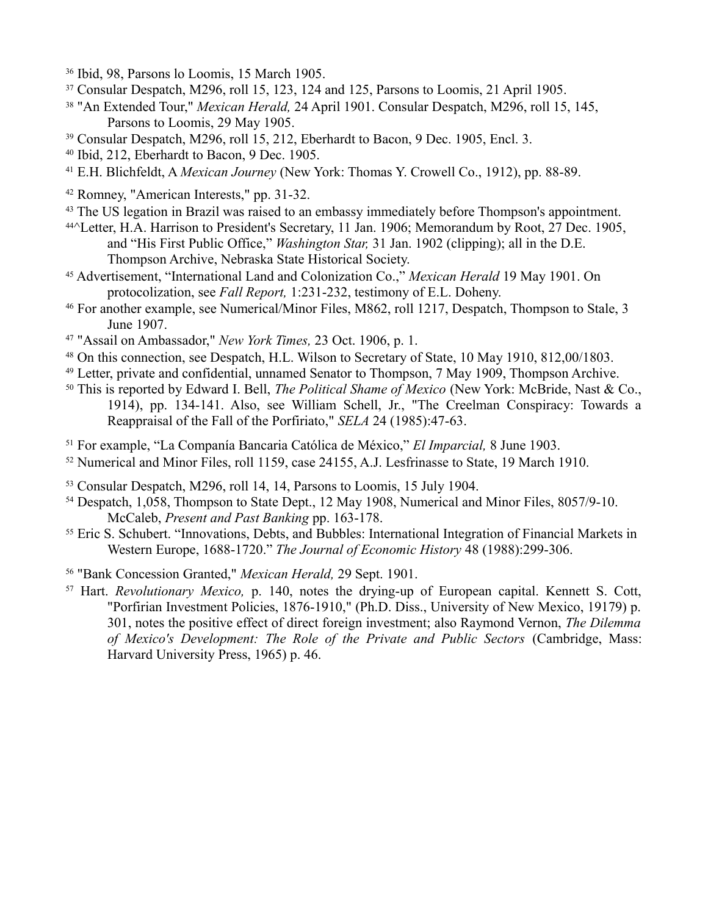[36] Ibid, 98, Parsons lo Loomis, 15 March 1905.

[37] Consular Despatch, M296, roll 15, 123, 124 and 125, Parsons to Loomis, 21 April 1905.

[38] "An Extended Tour," *Mexican Herald,* 24 April 1901. Consular Despatch, M296, roll 15, 145, Parsons to Loomis, 29 May 1905.

[39] Consular Despatch, M296, roll 15, 212, Eberhardt to Bacon, 9 Dec. 1905, Encl. 3.

[40] Ibid, 212, Eberhardt to Bacon, 9 Dec. 1905.

[41] E.H. Blichfeldt, A *Mexican Journey* (New York: Thomas Y. Crowell Co., 1912), pp. 88-89.

[42] Romney, "American Interests," pp. 31-32.

[43] The US legation in Brazil was raised to an embassy immediately before Thompson's appointment.

[44]^Letter, H.A. Harrison to President's Secretary, 11 Jan. 1906; Memorandum by Root, 27 Dec. 1905, and "His First Public Office," *Washington Star,* 31 Jan. 1902 (clipping); all in the D.E. Thompson Archive, Nebraska State Historical Society.

[45] Advertisement, "International Land and Colonization Co.," *Mexican Herald* 19 May 1901. On protocolization, see *Fall Report,* 1:231-232, testimony of E.L. Doheny.

[46] For another example, see Numerical/Minor Files, M862, roll 1217, Despatch, Thompson to Stale, 3 June 1907.

[47] "Assail on Ambassador," *New York Times,* 23 Oct. 1906, p. 1.

[48] On this connection, see Despatch, H.L. Wilson to Secretary of State, 10 May 1910, 812,00/1803.

[49] Letter, private and confidential, unnamed Senator to Thompson, 7 May 1909, Thompson Archive.

[50] This is reported by Edward I. Bell, *The Political Shame of Mexico* (New York: McBride, Nast & Co., 1914), pp. 134-141. Also, see William Schell, Jr., "The Creelman Conspiracy: Towards a Reappraisal of the Fall of the Porfiriato," *SELA* 24 (1985):47-63.

[51] For example, "La Companía Bancaria Católica de México," *El Imparcial,* 8 June 1903.

[52] Numerical and Minor Files, roll 1159, case 24155, A.J. Lesfrinasse to State, 19 March 1910.

[53] Consular Despatch, M296, roll 14, 14, Parsons to Loomis, 15 July 1904.

[54] Despatch, 1,058, Thompson to State Dept., 12 May 1908, Numerical and Minor Files, 8057/9-10. McCaleb, *Present and Past Banking* pp. 163-178.

[55] Eric S. Schubert. "Innovations, Debts, and Bubbles: International Integration of Financial Markets in Western Europe, 1688-1720." *The Journal of Economic History* 48 (1988):299-306.

[56] "Bank Concession Granted," *Mexican Herald,* 29 Sept. 1901.

[57] Hart. *Revolutionary Mexico,* p. 140, notes the drying-up of European capital. Kennett S. Cott, "Porfirian Investment Policies, 1876-1910," (Ph.D. Diss., University of New Mexico, 19179) p. 301, notes the positive effect of direct foreign investment; also Raymond Vernon, *The Dilemma of Mexico's Development: The Role of the Private and Public Sectors* (Cambridge, Mass: Harvard University Press, 1965) p. 46.